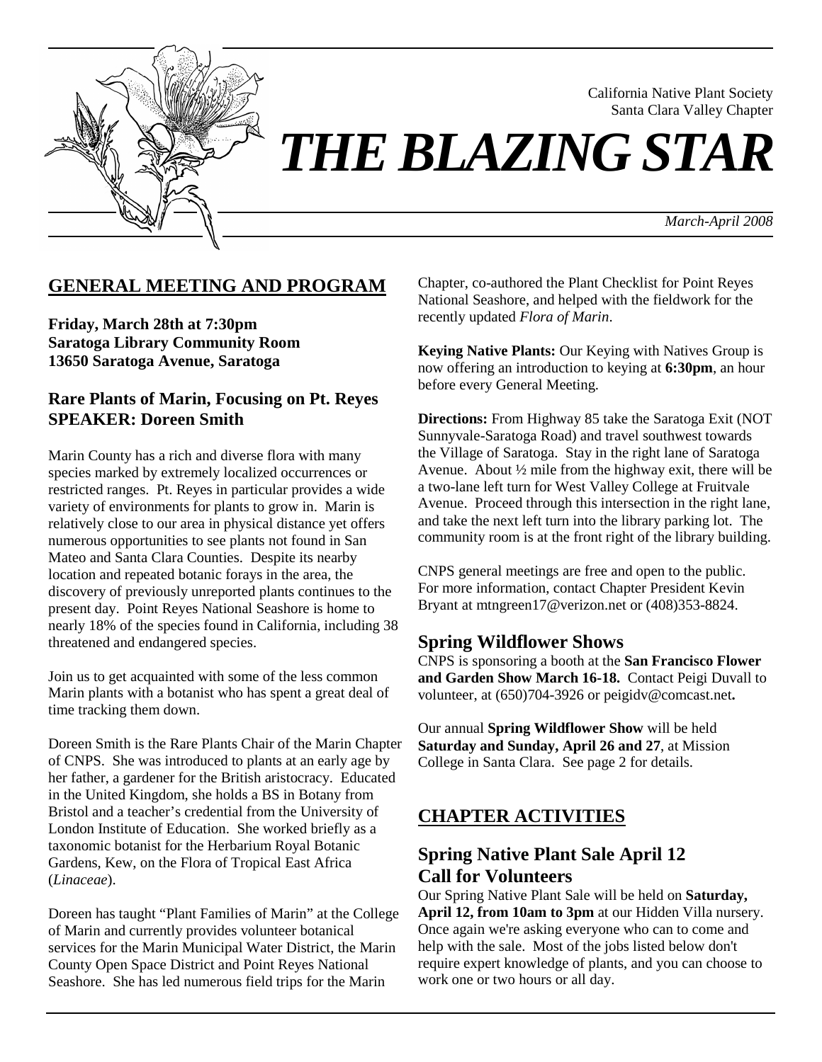California Native Plant Society
Santa Clara Valley Chapter

# *THE BLAZING STAR*

*March-April 2008*

## GENERAL MEETING AND PROGRAM

**Friday, March 28th at 7:30pm**
**Saratoga Library Community Room**
**13650 Saratoga Avenue, Saratoga**

### Rare Plants of Marin, Focusing on Pt. Reyes
### SPEAKER: Doreen Smith

Marin County has a rich and diverse flora with many species marked by extremely localized occurrences or restricted ranges. Pt. Reyes in particular provides a wide variety of environments for plants to grow in. Marin is relatively close to our area in physical distance yet offers numerous opportunities to see plants not found in San Mateo and Santa Clara Counties. Despite its nearby location and repeated botanic forays in the area, the discovery of previously unreported plants continues to the present day. Point Reyes National Seashore is home to nearly 18% of the species found in California, including 38 threatened and endangered species.

Join us to get acquainted with some of the less common Marin plants with a botanist who has spent a great deal of time tracking them down.

Doreen Smith is the Rare Plants Chair of the Marin Chapter of CNPS. She was introduced to plants at an early age by her father, a gardener for the British aristocracy. Educated in the United Kingdom, she holds a BS in Botany from Bristol and a teacher's credential from the University of London Institute of Education. She worked briefly as a taxonomic botanist for the Herbarium Royal Botanic Gardens, Kew, on the Flora of Tropical East Africa (*Linaceae*).

Doreen has taught "Plant Families of Marin" at the College of Marin and currently provides volunteer botanical services for the Marin Municipal Water District, the Marin County Open Space District and Point Reyes National Seashore. She has led numerous field trips for the Marin Chapter, co-authored the Plant Checklist for Point Reyes National Seashore, and helped with the fieldwork for the recently updated *Flora of Marin*.

**Keying Native Plants:** Our Keying with Natives Group is now offering an introduction to keying at **6:30pm**, an hour before every General Meeting.

**Directions:** From Highway 85 take the Saratoga Exit (NOT Sunnyvale-Saratoga Road) and travel southwest towards the Village of Saratoga. Stay in the right lane of Saratoga Avenue. About ½ mile from the highway exit, there will be a two-lane left turn for West Valley College at Fruitvale Avenue. Proceed through this intersection in the right lane, and take the next left turn into the library parking lot. The community room is at the front right of the library building.

CNPS general meetings are free and open to the public. For more information, contact Chapter President Kevin Bryant at mtngreen17@verizon.net or (408)353-8824.

### Spring Wildflower Shows

CNPS is sponsoring a booth at the **San Francisco Flower and Garden Show March 16-18.** Contact Peigi Duvall to volunteer, at (650)704-3926 or peigidv@comcast.net**.**

Our annual **Spring Wildflower Show** will be held **Saturday and Sunday, April 26 and 27**, at Mission College in Santa Clara. See page 2 for details.

## CHAPTER ACTIVITIES

### Spring Native Plant Sale April 12
### Call for Volunteers

Our Spring Native Plant Sale will be held on **Saturday, April 12, from 10am to 3pm** at our Hidden Villa nursery. Once again we're asking everyone who can to come and help with the sale. Most of the jobs listed below don't require expert knowledge of plants, and you can choose to work one or two hours or all day.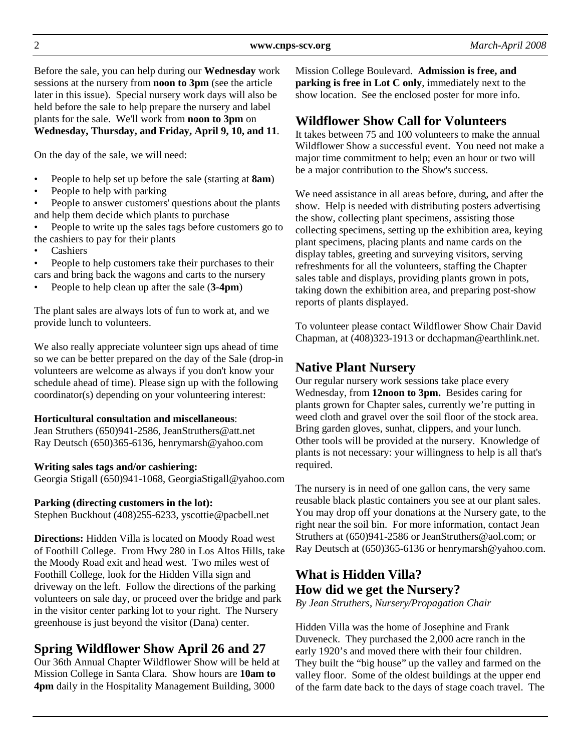Before the sale, you can help during our **Wednesday** work sessions at the nursery from **noon to 3pm** (see the article later in this issue). Special nursery work days will also be held before the sale to help prepare the nursery and label plants for the sale. We'll work from **noon to 3pm** on **Wednesday, Thursday, and Friday, April 9, 10, and 11**.

On the day of the sale, we will need:

- People to help set up before the sale (starting at **8am**)
- People to help with parking
- People to answer customers' questions about the plants and help them decide which plants to purchase
- People to write up the sales tags before customers go to the cashiers to pay for their plants
- Cashiers
- People to help customers take their purchases to their cars and bring back the wagons and carts to the nursery
- People to help clean up after the sale (**3-4pm**)

The plant sales are always lots of fun to work at, and we provide lunch to volunteers.

We also really appreciate volunteer sign ups ahead of time so we can be better prepared on the day of the Sale (drop-in volunteers are welcome as always if you don't know your schedule ahead of time). Please sign up with the following coordinator(s) depending on your volunteering interest:

**Horticultural consultation and miscellaneous**:
Jean Struthers (650)941-2586, JeanStruthers@att.net
Ray Deutsch (650)365-6136, henrymarsh@yahoo.com

**Writing sales tags and/or cashiering:**
Georgia Stigall (650)941-1068, GeorgiaStigall@yahoo.com

**Parking (directing customers in the lot):**
Stephen Buckhout (408)255-6233, yscottie@pacbell.net

**Directions:** Hidden Villa is located on Moody Road west of Foothill College. From Hwy 280 in Los Altos Hills, take the Moody Road exit and head west. Two miles west of Foothill College, look for the Hidden Villa sign and driveway on the left. Follow the directions of the parking volunteers on sale day, or proceed over the bridge and park in the visitor center parking lot to your right. The Nursery greenhouse is just beyond the visitor (Dana) center.

## Spring Wildflower Show April 26 and 27

Our 36th Annual Chapter Wildflower Show will be held at Mission College in Santa Clara. Show hours are **10am to 4pm** daily in the Hospitality Management Building, 3000 Mission College Boulevard. **Admission is free, and parking is free in Lot C only**, immediately next to the show location. See the enclosed poster for more info.

## Wildflower Show Call for Volunteers

It takes between 75 and 100 volunteers to make the annual Wildflower Show a successful event. You need not make a major time commitment to help; even an hour or two will be a major contribution to the Show's success.

We need assistance in all areas before, during, and after the show. Help is needed with distributing posters advertising the show, collecting plant specimens, assisting those collecting specimens, setting up the exhibition area, keying plant specimens, placing plants and name cards on the display tables, greeting and surveying visitors, serving refreshments for all the volunteers, staffing the Chapter sales table and displays, providing plants grown in pots, taking down the exhibition area, and preparing post-show reports of plants displayed.

To volunteer please contact Wildflower Show Chair David Chapman, at (408)323-1913 or dcchapman@earthlink.net.

## Native Plant Nursery

Our regular nursery work sessions take place every Wednesday, from **12noon to 3pm.** Besides caring for plants grown for Chapter sales, currently we're putting in weed cloth and gravel over the soil floor of the stock area. Bring garden gloves, sunhat, clippers, and your lunch. Other tools will be provided at the nursery. Knowledge of plants is not necessary: your willingness to help is all that's required.

The nursery is in need of one gallon cans, the very same reusable black plastic containers you see at our plant sales. You may drop off your donations at the Nursery gate, to the right near the soil bin. For more information, contact Jean Struthers at (650)941-2586 or JeanStruthers@aol.com; or Ray Deutsch at (650)365-6136 or henrymarsh@yahoo.com.

## What is Hidden Villa? How did we get the Nursery?

*By Jean Struthers, Nursery/Propagation Chair*

Hidden Villa was the home of Josephine and Frank Duveneck. They purchased the 2,000 acre ranch in the early 1920's and moved there with their four children. They built the "big house" up the valley and farmed on the valley floor. Some of the oldest buildings at the upper end of the farm date back to the days of stage coach travel. The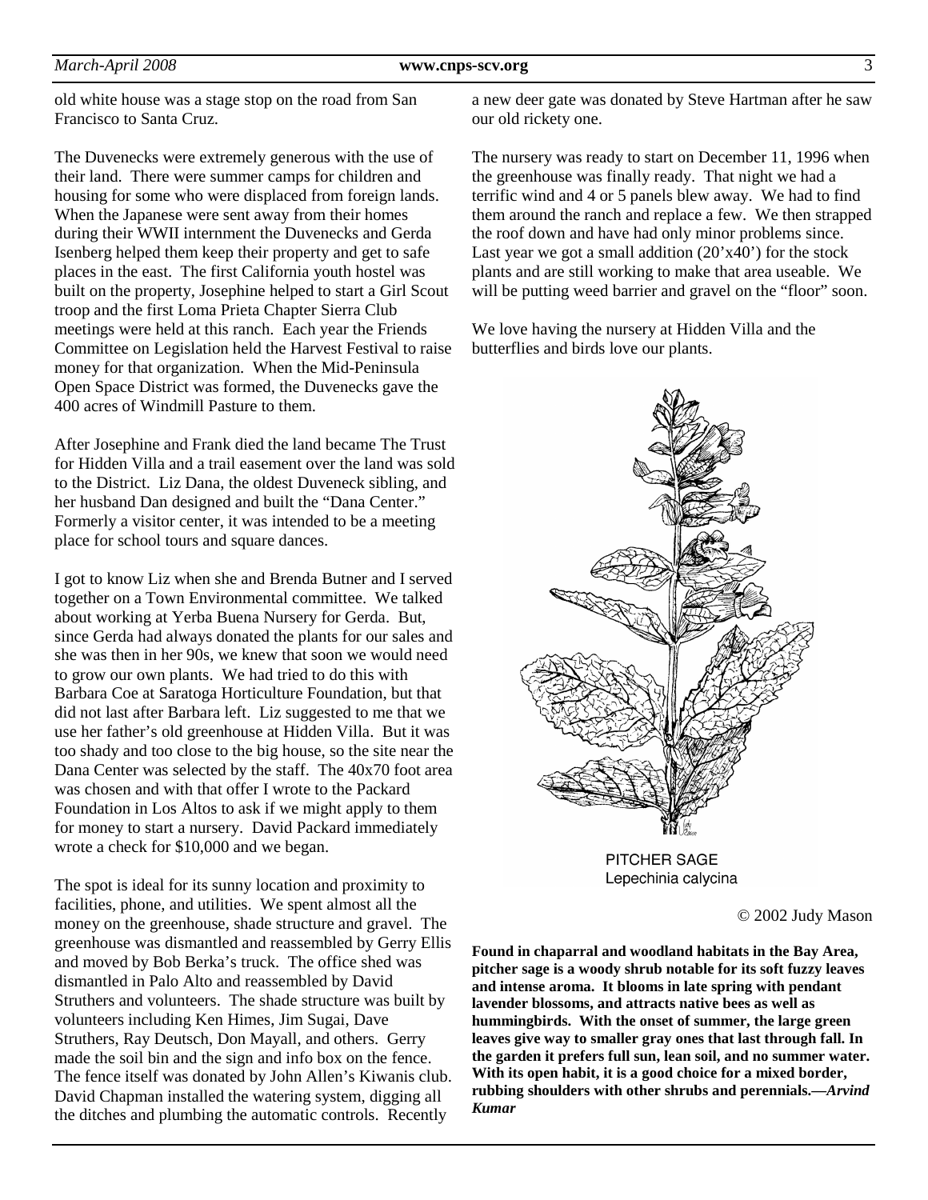old white house was a stage stop on the road from San Francisco to Santa Cruz.

The Duvenecks were extremely generous with the use of their land. There were summer camps for children and housing for some who were displaced from foreign lands. When the Japanese were sent away from their homes during their WWII internment the Duvenecks and Gerda Isenberg helped them keep their property and get to safe places in the east. The first California youth hostel was built on the property, Josephine helped to start a Girl Scout troop and the first Loma Prieta Chapter Sierra Club meetings were held at this ranch. Each year the Friends Committee on Legislation held the Harvest Festival to raise money for that organization. When the Mid-Peninsula Open Space District was formed, the Duvenecks gave the 400 acres of Windmill Pasture to them.

After Josephine and Frank died the land became The Trust for Hidden Villa and a trail easement over the land was sold to the District. Liz Dana, the oldest Duveneck sibling, and her husband Dan designed and built the "Dana Center." Formerly a visitor center, it was intended to be a meeting place for school tours and square dances.

I got to know Liz when she and Brenda Butner and I served together on a Town Environmental committee. We talked about working at Yerba Buena Nursery for Gerda. But, since Gerda had always donated the plants for our sales and she was then in her 90s, we knew that soon we would need to grow our own plants. We had tried to do this with Barbara Coe at Saratoga Horticulture Foundation, but that did not last after Barbara left. Liz suggested to me that we use her father's old greenhouse at Hidden Villa. But it was too shady and too close to the big house, so the site near the Dana Center was selected by the staff. The 40x70 foot area was chosen and with that offer I wrote to the Packard Foundation in Los Altos to ask if we might apply to them for money to start a nursery. David Packard immediately wrote a check for $10,000 and we began.

The spot is ideal for its sunny location and proximity to facilities, phone, and utilities. We spent almost all the money on the greenhouse, shade structure and gravel. The greenhouse was dismantled and reassembled by Gerry Ellis and moved by Bob Berka's truck. The office shed was dismantled in Palo Alto and reassembled by David Struthers and volunteers. The shade structure was built by volunteers including Ken Himes, Jim Sugai, Dave Struthers, Ray Deutsch, Don Mayall, and others. Gerry made the soil bin and the sign and info box on the fence. The fence itself was donated by John Allen's Kiwanis club. David Chapman installed the watering system, digging all the ditches and plumbing the automatic controls. Recently a new deer gate was donated by Steve Hartman after he saw our old rickety one.

The nursery was ready to start on December 11, 1996 when the greenhouse was finally ready. That night we had a terrific wind and 4 or 5 panels blew away. We had to find them around the ranch and replace a few. We then strapped the roof down and have had only minor problems since. Last year we got a small addition (20'x40') for the stock plants and are still working to make that area useable. We will be putting weed barrier and gravel on the "floor" soon.

We love having the nursery at Hidden Villa and the butterflies and birds love our plants.

PITCHER SAGE
Lepechinia calycina

© 2002 Judy Mason

**Found in chaparral and woodland habitats in the Bay Area, pitcher sage is a woody shrub notable for its soft fuzzy leaves and intense aroma. It blooms in late spring with pendant lavender blossoms, and attracts native bees as well as hummingbirds. With the onset of summer, the large green leaves give way to smaller gray ones that last through fall. In the garden it prefers full sun, lean soil, and no summer water. With its open habit, it is a good choice for a mixed border, rubbing shoulders with other shrubs and perennials.—*Arvind Kumar***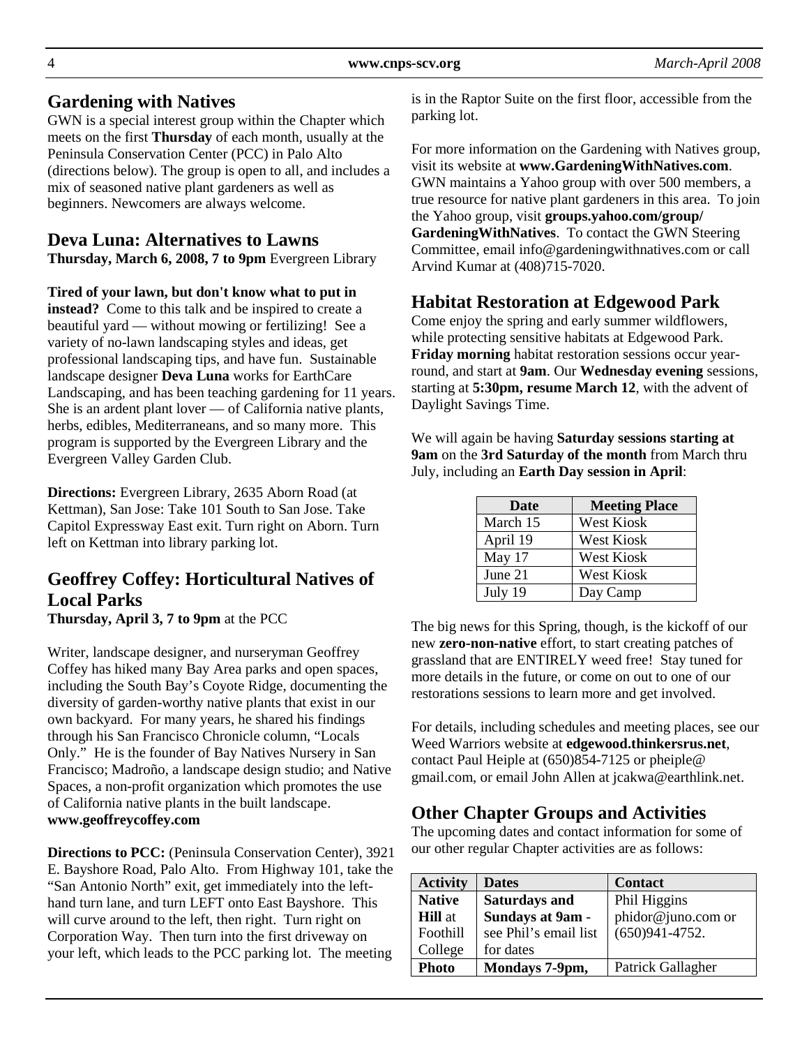## Gardening with Natives

GWN is a special interest group within the Chapter which meets on the first **Thursday** of each month, usually at the Peninsula Conservation Center (PCC) in Palo Alto (directions below). The group is open to all, and includes a mix of seasoned native plant gardeners as well as beginners. Newcomers are always welcome.

## Deva Luna: Alternatives to Lawns

**Thursday, March 6, 2008, 7 to 9pm** Evergreen Library

**Tired of your lawn, but don't know what to put in instead?** Come to this talk and be inspired to create a beautiful yard — without mowing or fertilizing! See a variety of no-lawn landscaping styles and ideas, get professional landscaping tips, and have fun. Sustainable landscape designer **Deva Luna** works for EarthCare Landscaping, and has been teaching gardening for 11 years. She is an ardent plant lover — of California native plants, herbs, edibles, Mediterraneans, and so many more. This program is supported by the Evergreen Library and the Evergreen Valley Garden Club.

**Directions:** Evergreen Library, 2635 Aborn Road (at Kettman), San Jose: Take 101 South to San Jose. Take Capitol Expressway East exit. Turn right on Aborn. Turn left on Kettman into library parking lot.

## Geoffrey Coffey: Horticultural Natives of Local Parks

**Thursday, April 3, 7 to 9pm** at the PCC

Writer, landscape designer, and nurseryman Geoffrey Coffey has hiked many Bay Area parks and open spaces, including the South Bay's Coyote Ridge, documenting the diversity of garden-worthy native plants that exist in our own backyard. For many years, he shared his findings through his San Francisco Chronicle column, "Locals Only." He is the founder of Bay Natives Nursery in San Francisco; Madroño, a landscape design studio; and Native Spaces, a non-profit organization which promotes the use of California native plants in the built landscape.
**www.geoffreycoffey.com**

**Directions to PCC:** (Peninsula Conservation Center), 3921 E. Bayshore Road, Palo Alto. From Highway 101, take the "San Antonio North" exit, get immediately into the left-hand turn lane, and turn LEFT onto East Bayshore. This will curve around to the left, then right. Turn right on Corporation Way. Then turn into the first driveway on your left, which leads to the PCC parking lot. The meeting is in the Raptor Suite on the first floor, accessible from the parking lot.

For more information on the Gardening with Natives group, visit its website at **www.GardeningWithNatives.com**. GWN maintains a Yahoo group with over 500 members, a true resource for native plant gardeners in this area. To join the Yahoo group, visit **groups.yahoo.com/group/GardeningWithNatives**. To contact the GWN Steering Committee, email info@gardeningwithnatives.com or call Arvind Kumar at (408)715-7020.

## Habitat Restoration at Edgewood Park

Come enjoy the spring and early summer wildflowers, while protecting sensitive habitats at Edgewood Park. **Friday morning** habitat restoration sessions occur year-round, and start at **9am**. Our **Wednesday evening** sessions, starting at **5:30pm, resume March 12**, with the advent of Daylight Savings Time.

We will again be having **Saturday sessions starting at 9am** on the **3rd Saturday of the month** from March thru July, including an **Earth Day session in April**:

| Date | Meeting Place |
|---|---|
| March 15 | West Kiosk |
| April 19 | West Kiosk |
| May 17 | West Kiosk |
| June 21 | West Kiosk |
| July 19 | Day Camp |

The big news for this Spring, though, is the kickoff of our new **zero-non-native** effort, to start creating patches of grassland that are ENTIRELY weed free! Stay tuned for more details in the future, or come on out to one of our restorations sessions to learn more and get involved.

For details, including schedules and meeting places, see our Weed Warriors website at **edgewood.thinkersrus.net**, contact Paul Heiple at (650)854-7125 or pheiple@gmail.com, or email John Allen at jcakwa@earthlink.net.

## Other Chapter Groups and Activities

The upcoming dates and contact information for some of our other regular Chapter activities are as follows:

| Activity | Dates | Contact |
|---|---|---|
| **Native Hill** at Foothill College | **Saturdays and Sundays at 9am** - see Phil's email list for dates | Phil Higgins phidor@juno.com or (650)941-4752. |
| **Photo** | **Mondays 7-9pm,** | Patrick Gallagher |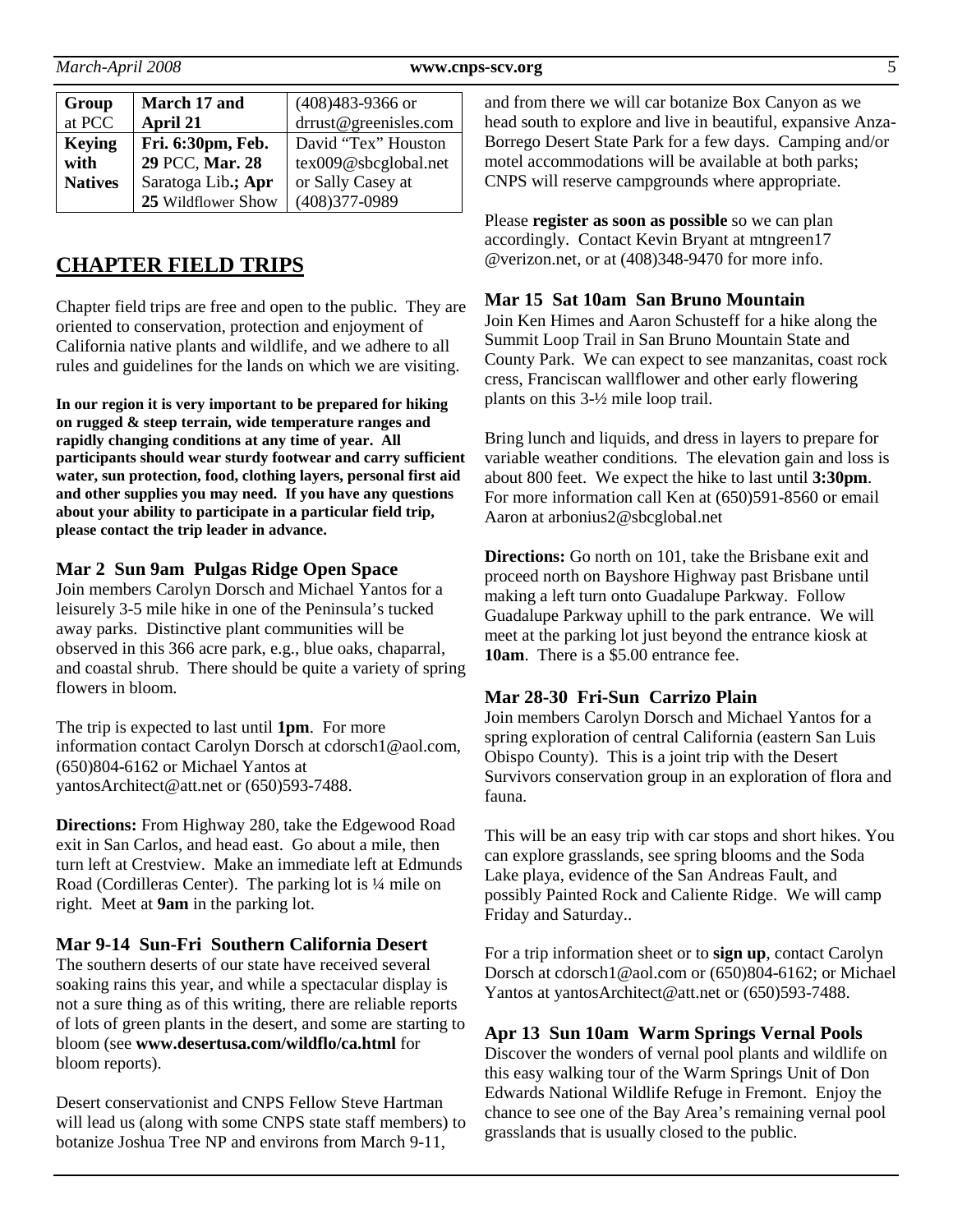| Group at PCC | March 17 and April 21 | (408)483-9366 or drrust@greenisles.com |
|---|---|---|
| **Keying with Natives** | **Fri. 6:30pm, Feb. 29** PCC, **Mar. 28** Saratoga Lib.**; Apr 25** Wildflower Show | David "Tex" Houston tex009@sbcglobal.net or Sally Casey at (408)377-0989 |

## CHAPTER FIELD TRIPS

Chapter field trips are free and open to the public. They are oriented to conservation, protection and enjoyment of California native plants and wildlife, and we adhere to all rules and guidelines for the lands on which we are visiting.

**In our region it is very important to be prepared for hiking on rugged & steep terrain, wide temperature ranges and rapidly changing conditions at any time of year. All participants should wear sturdy footwear and carry sufficient water, sun protection, food, clothing layers, personal first aid and other supplies you may need. If you have any questions about your ability to participate in a particular field trip, please contact the trip leader in advance.**

### Mar 2 Sun 9am Pulgas Ridge Open Space

Join members Carolyn Dorsch and Michael Yantos for a leisurely 3-5 mile hike in one of the Peninsula's tucked away parks. Distinctive plant communities will be observed in this 366 acre park, e.g., blue oaks, chaparral, and coastal shrub. There should be quite a variety of spring flowers in bloom.

The trip is expected to last until **1pm**. For more information contact Carolyn Dorsch at cdorsch1@aol.com, (650)804-6162 or Michael Yantos at yantosArchitect@att.net or (650)593-7488.

**Directions:** From Highway 280, take the Edgewood Road exit in San Carlos, and head east. Go about a mile, then turn left at Crestview. Make an immediate left at Edmunds Road (Cordilleras Center). The parking lot is ¼ mile on right. Meet at **9am** in the parking lot.

### Mar 9-14 Sun-Fri Southern California Desert

The southern deserts of our state have received several soaking rains this year, and while a spectacular display is not a sure thing as of this writing, there are reliable reports of lots of green plants in the desert, and some are starting to bloom (see **www.desertusa.com/wildflo/ca.html** for bloom reports).

Desert conservationist and CNPS Fellow Steve Hartman will lead us (along with some CNPS state staff members) to botanize Joshua Tree NP and environs from March 9-11, and from there we will car botanize Box Canyon as we head south to explore and live in beautiful, expansive Anza-Borrego Desert State Park for a few days. Camping and/or motel accommodations will be available at both parks; CNPS will reserve campgrounds where appropriate.

Please **register as soon as possible** so we can plan accordingly. Contact Kevin Bryant at mtngreen17 @verizon.net, or at (408)348-9470 for more info.

### Mar 15 Sat 10am San Bruno Mountain

Join Ken Himes and Aaron Schusteff for a hike along the Summit Loop Trail in San Bruno Mountain State and County Park. We can expect to see manzanitas, coast rock cress, Franciscan wallflower and other early flowering plants on this 3-½ mile loop trail.

Bring lunch and liquids, and dress in layers to prepare for variable weather conditions. The elevation gain and loss is about 800 feet. We expect the hike to last until **3:30pm**. For more information call Ken at (650)591-8560 or email Aaron at arbonius2@sbcglobal.net

**Directions:** Go north on 101, take the Brisbane exit and proceed north on Bayshore Highway past Brisbane until making a left turn onto Guadalupe Parkway. Follow Guadalupe Parkway uphill to the park entrance. We will meet at the parking lot just beyond the entrance kiosk at **10am**. There is a $5.00 entrance fee.

### Mar 28-30 Fri-Sun Carrizo Plain

Join members Carolyn Dorsch and Michael Yantos for a spring exploration of central California (eastern San Luis Obispo County). This is a joint trip with the Desert Survivors conservation group in an exploration of flora and fauna.

This will be an easy trip with car stops and short hikes. You can explore grasslands, see spring blooms and the Soda Lake playa, evidence of the San Andreas Fault, and possibly Painted Rock and Caliente Ridge. We will camp Friday and Saturday..

For a trip information sheet or to **sign up**, contact Carolyn Dorsch at cdorsch1@aol.com or (650)804-6162; or Michael Yantos at yantosArchitect@att.net or (650)593-7488.

### Apr 13 Sun 10am Warm Springs Vernal Pools

Discover the wonders of vernal pool plants and wildlife on this easy walking tour of the Warm Springs Unit of Don Edwards National Wildlife Refuge in Fremont. Enjoy the chance to see one of the Bay Area's remaining vernal pool grasslands that is usually closed to the public.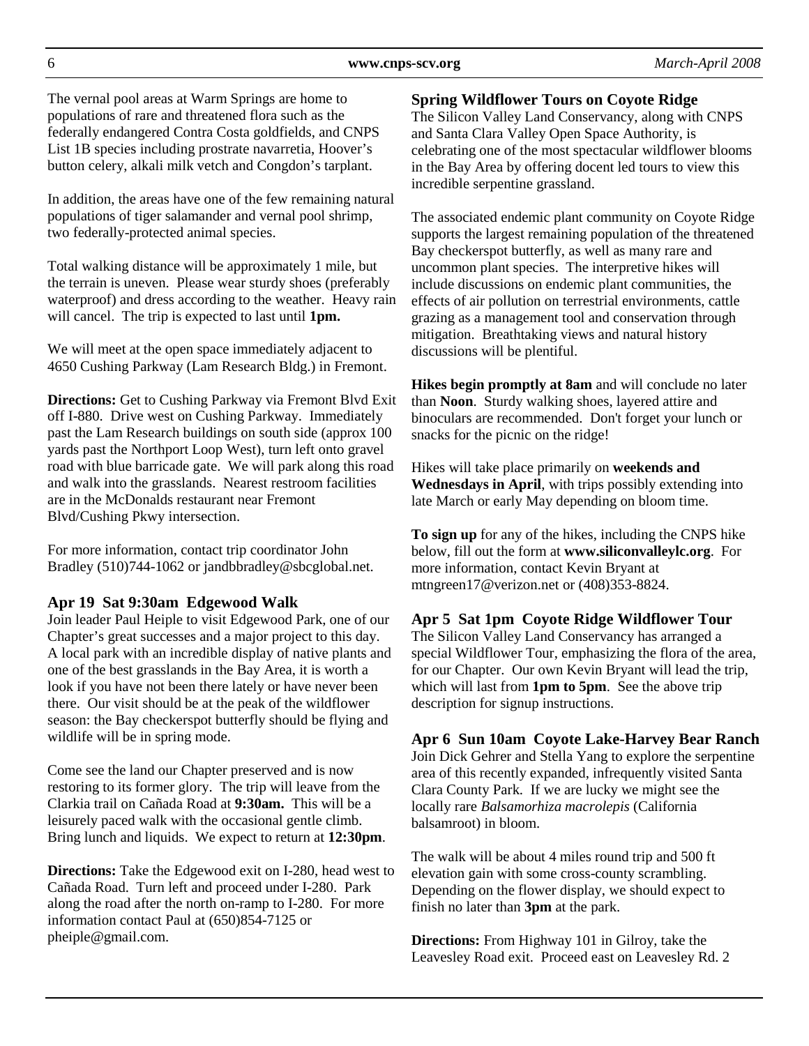The vernal pool areas at Warm Springs are home to populations of rare and threatened flora such as the federally endangered Contra Costa goldfields, and CNPS List 1B species including prostrate navarretia, Hoover's button celery, alkali milk vetch and Congdon's tarplant.

In addition, the areas have one of the few remaining natural populations of tiger salamander and vernal pool shrimp, two federally-protected animal species.

Total walking distance will be approximately 1 mile, but the terrain is uneven. Please wear sturdy shoes (preferably waterproof) and dress according to the weather. Heavy rain will cancel. The trip is expected to last until **1pm.**

We will meet at the open space immediately adjacent to 4650 Cushing Parkway (Lam Research Bldg.) in Fremont.

**Directions:** Get to Cushing Parkway via Fremont Blvd Exit off I-880. Drive west on Cushing Parkway. Immediately past the Lam Research buildings on south side (approx 100 yards past the Northport Loop West), turn left onto gravel road with blue barricade gate. We will park along this road and walk into the grasslands. Nearest restroom facilities are in the McDonalds restaurant near Fremont Blvd/Cushing Pkwy intersection.

For more information, contact trip coordinator John Bradley (510)744-1062 or jandbbradley@sbcglobal.net.

### Apr 19 Sat 9:30am Edgewood Walk

Join leader Paul Heiple to visit Edgewood Park, one of our Chapter's great successes and a major project to this day. A local park with an incredible display of native plants and one of the best grasslands in the Bay Area, it is worth a look if you have not been there lately or have never been there. Our visit should be at the peak of the wildflower season: the Bay checkerspot butterfly should be flying and wildlife will be in spring mode.

Come see the land our Chapter preserved and is now restoring to its former glory. The trip will leave from the Clarkia trail on Cañada Road at **9:30am.** This will be a leisurely paced walk with the occasional gentle climb. Bring lunch and liquids. We expect to return at **12:30pm**.

**Directions:** Take the Edgewood exit on I-280, head west to Cañada Road. Turn left and proceed under I-280. Park along the road after the north on-ramp to I-280. For more information contact Paul at (650)854-7125 or pheiple@gmail.com.

### Spring Wildflower Tours on Coyote Ridge

The Silicon Valley Land Conservancy, along with CNPS and Santa Clara Valley Open Space Authority, is celebrating one of the most spectacular wildflower blooms in the Bay Area by offering docent led tours to view this incredible serpentine grassland.

The associated endemic plant community on Coyote Ridge supports the largest remaining population of the threatened Bay checkerspot butterfly, as well as many rare and uncommon plant species. The interpretive hikes will include discussions on endemic plant communities, the effects of air pollution on terrestrial environments, cattle grazing as a management tool and conservation through mitigation. Breathtaking views and natural history discussions will be plentiful.

**Hikes begin promptly at 8am** and will conclude no later than **Noon**. Sturdy walking shoes, layered attire and binoculars are recommended. Don't forget your lunch or snacks for the picnic on the ridge!

Hikes will take place primarily on **weekends and Wednesdays in April**, with trips possibly extending into late March or early May depending on bloom time.

**To sign up** for any of the hikes, including the CNPS hike below, fill out the form at **www.siliconvalleylc.org**. For more information, contact Kevin Bryant at mtngreen17@verizon.net or (408)353-8824.

### Apr 5 Sat 1pm Coyote Ridge Wildflower Tour

The Silicon Valley Land Conservancy has arranged a special Wildflower Tour, emphasizing the flora of the area, for our Chapter. Our own Kevin Bryant will lead the trip, which will last from **1pm to 5pm**. See the above trip description for signup instructions.

### Apr 6 Sun 10am Coyote Lake-Harvey Bear Ranch

Join Dick Gehrer and Stella Yang to explore the serpentine area of this recently expanded, infrequently visited Santa Clara County Park. If we are lucky we might see the locally rare *Balsamorhiza macrolepis* (California balsamroot) in bloom.

The walk will be about 4 miles round trip and 500 ft elevation gain with some cross-county scrambling. Depending on the flower display, we should expect to finish no later than **3pm** at the park.

**Directions:** From Highway 101 in Gilroy, take the Leavesley Road exit. Proceed east on Leavesley Rd. 2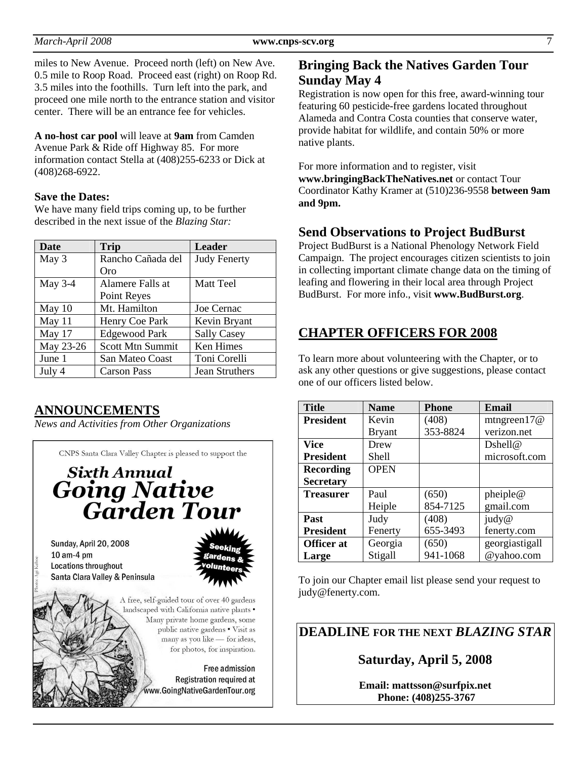miles to New Avenue. Proceed north (left) on New Ave. 0.5 mile to Roop Road. Proceed east (right) on Roop Rd. 3.5 miles into the foothills. Turn left into the park, and proceed one mile north to the entrance station and visitor center. There will be an entrance fee for vehicles.

**A no-host car pool** will leave at **9am** from Camden Avenue Park & Ride off Highway 85. For more information contact Stella at (408)255-6233 or Dick at (408)268-6922.

**Save the Dates:**
We have many field trips coming up, to be further described in the next issue of the *Blazing Star:*

| Date | Trip | Leader |
|---|---|---|
| May 3 | Rancho Cañada del Oro | Judy Fenerty |
| May 3-4 | Alamere Falls at Point Reyes | Matt Teel |
| May 10 | Mt. Hamilton | Joe Cernac |
| May 11 | Henry Coe Park | Kevin Bryant |
| May 17 | Edgewood Park | Sally Casey |
| May 23-26 | Scott Mtn Summit | Ken Himes |
| June 1 | San Mateo Coast | Toni Corelli |
| July 4 | Carson Pass | Jean Struthers |

## ANNOUNCEMENTS

*News and Activities from Other Organizations*

CNPS Santa Clara Valley Chapter is pleased to support the

### Sixth Annual Going Native Garden Tour

Sunday, April 20, 2008
10 am-4 pm
Locations throughout
Santa Clara Valley & Peninsula

Seeking gardens & volunteers

A free, self-guided tour of over 40 gardens landscaped with California native plants • Many private home gardens, some public native gardens • Visit as many as you like — for ideas, for photos, for inspiration.

Free admission
Registration required at
www.GoingNativeGardenTour.org

Photo: Agi Kehoe

## Bringing Back the Natives Garden Tour Sunday May 4

Registration is now open for this free, award-winning tour featuring 60 pesticide-free gardens located throughout Alameda and Contra Costa counties that conserve water, provide habitat for wildlife, and contain 50% or more native plants.

For more information and to register, visit **www.bringingBackTheNatives.net** or contact Tour Coordinator Kathy Kramer at (510)236-9558 **between 9am and 9pm.**

## Send Observations to Project BudBurst

Project BudBurst is a National Phenology Network Field Campaign. The project encourages citizen scientists to join in collecting important climate change data on the timing of leafing and flowering in their local area through Project BudBurst. For more info., visit **www.BudBurst.org**.

## CHAPTER OFFICERS FOR 2008

To learn more about volunteering with the Chapter, or to ask any other questions or give suggestions, please contact one of our officers listed below.

| Title | Name | Phone | Email |
|---|---|---|---|
| **President** | Kevin Bryant | (408) 353-8824 | mtngreen17@verizon.net |
| **Vice President** | Drew Shell | | Dshell@microsoft.com |
| **Recording Secretary** | OPEN | | |
| **Treasurer** | Paul Heiple | (650) 854-7125 | pheiple@gmail.com |
| **Past President** | Judy Fenerty | (408) 655-3493 | judy@fenerty.com |
| **Officer at Large** | Georgia Stigall | (650) 941-1068 | georgiastigall@yahoo.com |

To join our Chapter email list please send your request to judy@fenerty.com.

**DEADLINE** FOR THE NEXT ***BLAZING STAR***

**Saturday, April 5, 2008**

**Email: mattsson@surfpix.net**
**Phone: (408)255-3767**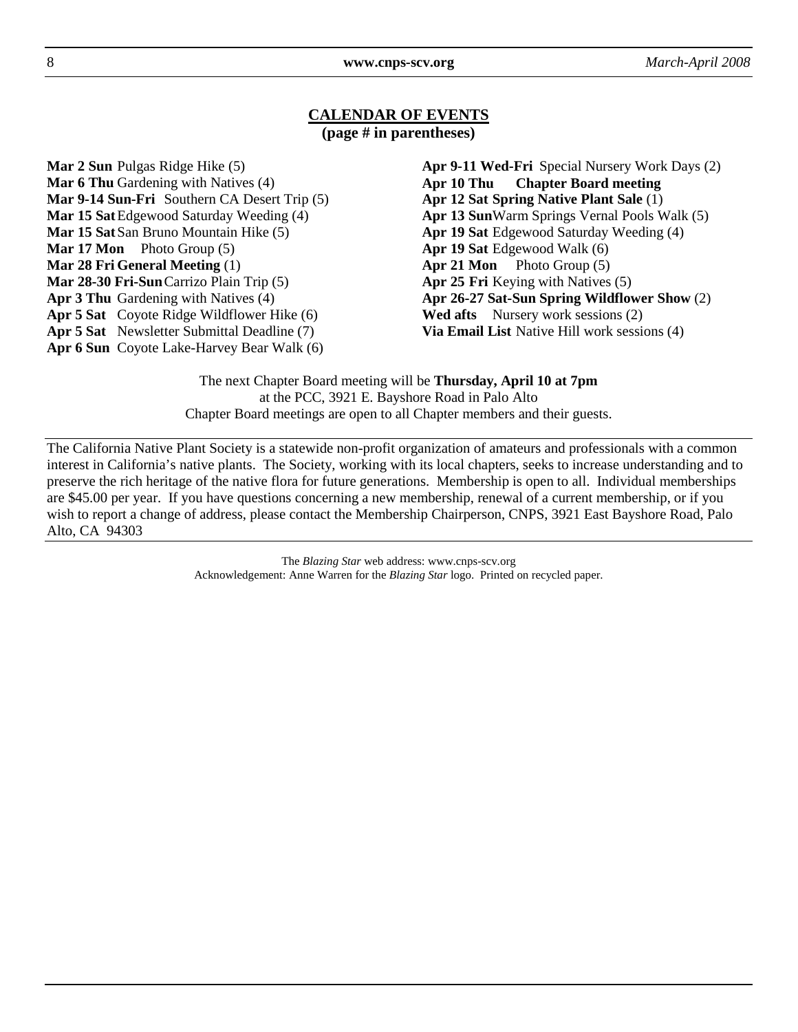## CALENDAR OF EVENTS

**(page # in parentheses)**

**Mar 2 Sun** Pulgas Ridge Hike (5)
**Mar 6 Thu** Gardening with Natives (4)
**Mar 9-14 Sun-Fri** Southern CA Desert Trip (5)
**Mar 15 Sat** Edgewood Saturday Weeding (4)
**Mar 15 Sat** San Bruno Mountain Hike (5)
**Mar 17 Mon** Photo Group (5)
**Mar 28 Fri General Meeting** (1)
**Mar 28-30 Fri-Sun** Carrizo Plain Trip (5)
**Apr 3 Thu** Gardening with Natives (4)
**Apr 5 Sat** Coyote Ridge Wildflower Hike (6)
**Apr 5 Sat** Newsletter Submittal Deadline (7)
**Apr 6 Sun** Coyote Lake-Harvey Bear Walk (6)
**Apr 9-11 Wed-Fri** Special Nursery Work Days (2)
**Apr 10 Thu Chapter Board meeting**
**Apr 12 Sat Spring Native Plant Sale** (1)
**Apr 13 Sun** Warm Springs Vernal Pools Walk (5)
**Apr 19 Sat** Edgewood Saturday Weeding (4)
**Apr 19 Sat** Edgewood Walk (6)
**Apr 21 Mon** Photo Group (5)
**Apr 25 Fri** Keying with Natives (5)
**Apr 26-27 Sat-Sun Spring Wildflower Show** (2)
**Wed afts** Nursery work sessions (2)
**Via Email List** Native Hill work sessions (4)

The next Chapter Board meeting will be **Thursday, April 10 at 7pm**
at the PCC, 3921 E. Bayshore Road in Palo Alto
Chapter Board meetings are open to all Chapter members and their guests.

---

The California Native Plant Society is a statewide non-profit organization of amateurs and professionals with a common interest in California's native plants. The Society, working with its local chapters, seeks to increase understanding and to preserve the rich heritage of the native flora for future generations. Membership is open to all. Individual memberships are $45.00 per year. If you have questions concerning a new membership, renewal of a current membership, or if you wish to report a change of address, please contact the Membership Chairperson, CNPS, 3921 East Bayshore Road, Palo Alto, CA 94303

---

The *Blazing Star* web address: www.cnps-scv.org
Acknowledgement: Anne Warren for the *Blazing Star* logo. Printed on recycled paper.